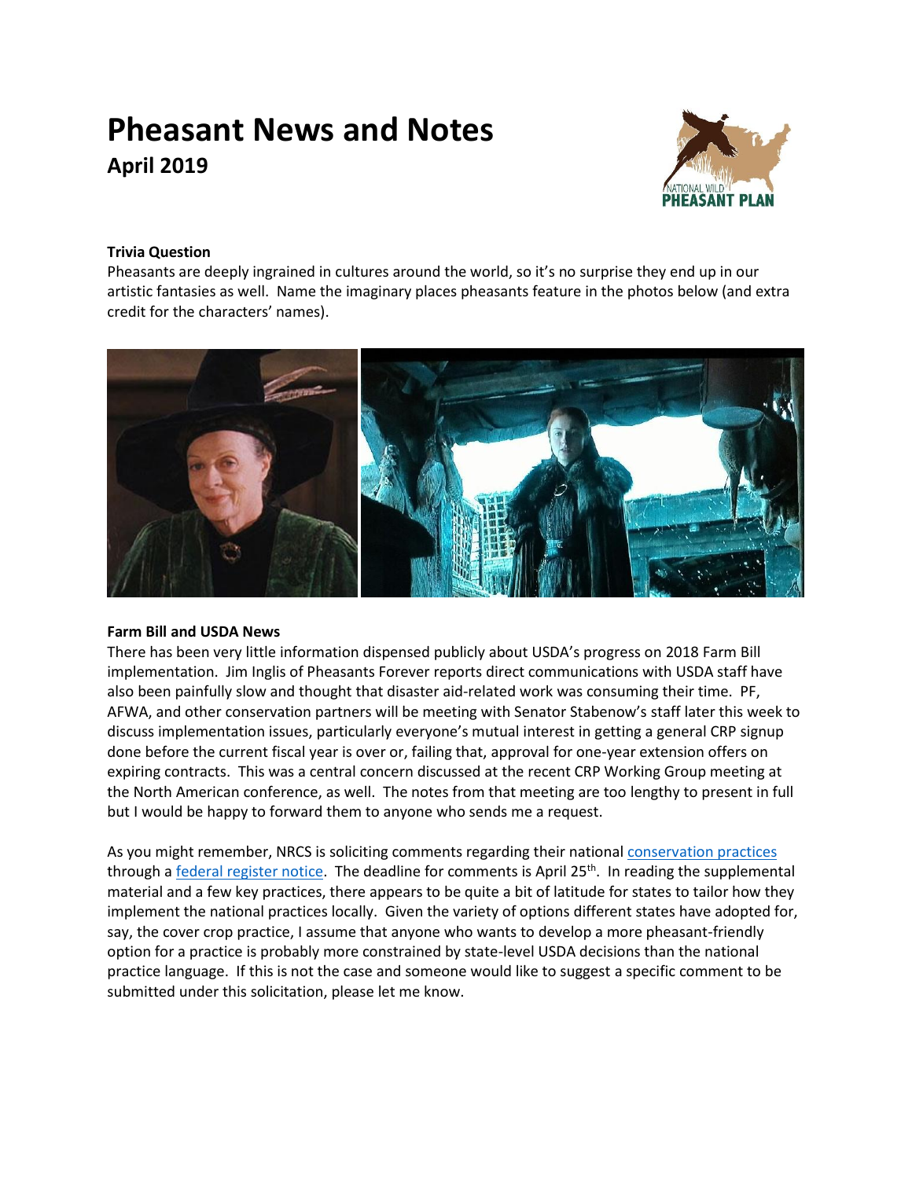# Pheasant News and Notes

## April 2019

**Trivia Question**

Pheasants are deeply ingrained in cultures around the world, so it's no surprise they end up in our artistic fantasies as well. Name the imaginary places pheasants feature in the photos below (and extra credit for the characters' names).

**Farm Bill and USDA News**

There has been very little information dispensed publicly about USDA's progress on 2018 Farm Bill implementation. Jim Inglis of Pheasants Forever reports direct communications with USDA staff have also been painfully slow and thought that disaster aid-related work was consuming their time. PF, AFWA, and other conservation partners will be meeting with Senator Stabenow's staff later this week to discuss implementation issues, particularly everyone's mutual interest in getting a general CRP signup done before the current fiscal year is over or, failing that, approval for one-year extension offers on expiring contracts. This was a central concern discussed at the recent CRP Working Group meeting at the North American conference, as well. The notes from that meeting are too lengthy to present in full but I would be happy to forward them to anyone who sends me a request.

As you might remember, NRCS is soliciting comments regarding their national conservation practices through a federal register notice. The deadline for comments is April 25th. In reading the supplemental material and a few key practices, there appears to be quite a bit of latitude for states to tailor how they implement the national practices locally. Given the variety of options different states have adopted for, say, the cover crop practice, I assume that anyone who wants to develop a more pheasant-friendly option for a practice is probably more constrained by state-level USDA decisions than the national practice language. If this is not the case and someone would like to suggest a specific comment to be submitted under this solicitation, please let me know.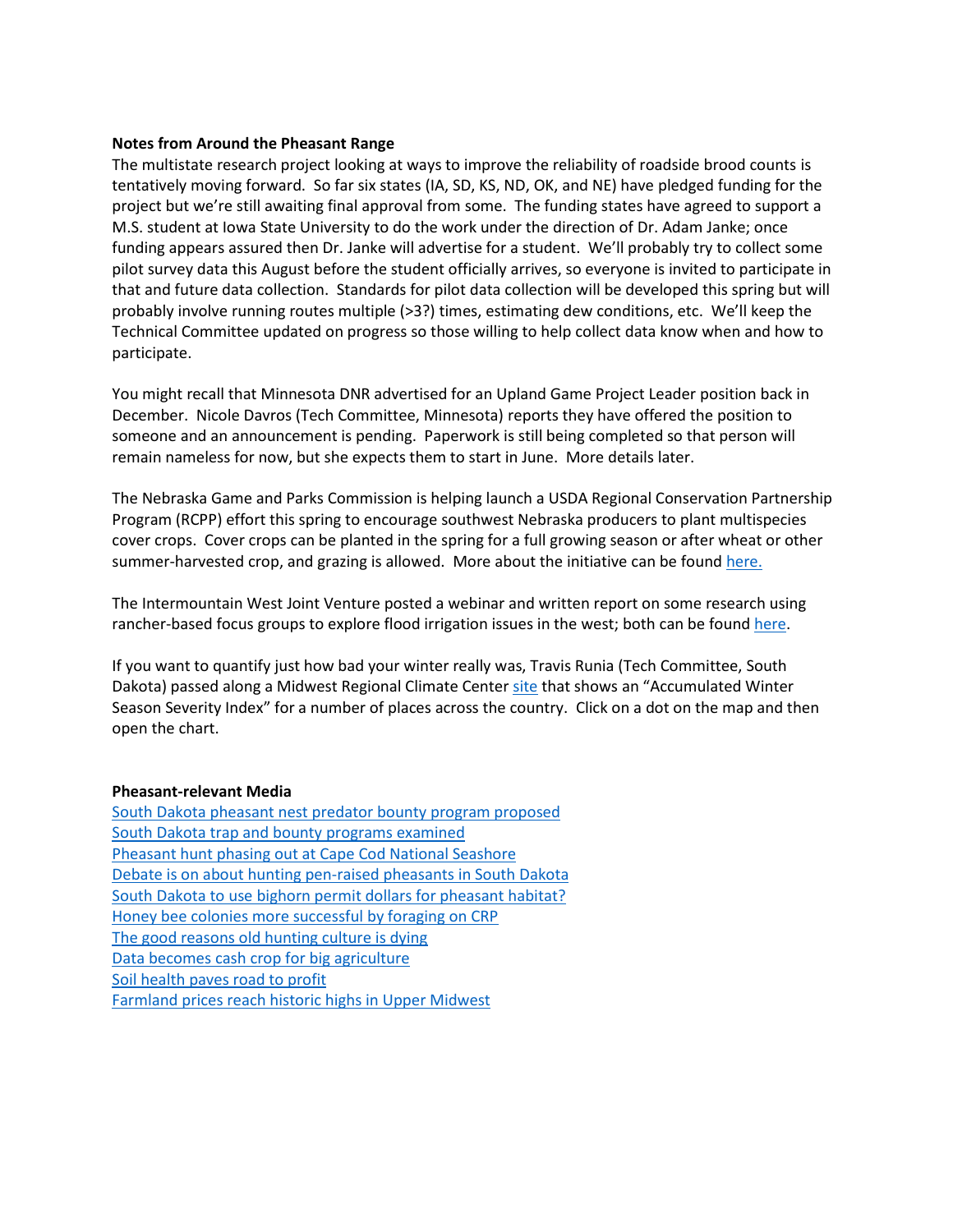**Notes from Around the Pheasant Range**

The multistate research project looking at ways to improve the reliability of roadside brood counts is tentatively moving forward. So far six states (IA, SD, KS, ND, OK, and NE) have pledged funding for the project but we're still awaiting final approval from some. The funding states have agreed to support a M.S. student at Iowa State University to do the work under the direction of Dr. Adam Janke; once funding appears assured then Dr. Janke will advertise for a student. We'll probably try to collect some pilot survey data this August before the student officially arrives, so everyone is invited to participate in that and future data collection. Standards for pilot data collection will be developed this spring but will probably involve running routes multiple (>3?) times, estimating dew conditions, etc. We'll keep the Technical Committee updated on progress so those willing to help collect data know when and how to participate.

You might recall that Minnesota DNR advertised for an Upland Game Project Leader position back in December. Nicole Davros (Tech Committee, Minnesota) reports they have offered the position to someone and an announcement is pending. Paperwork is still being completed so that person will remain nameless for now, but she expects them to start in June. More details later.

The Nebraska Game and Parks Commission is helping launch a USDA Regional Conservation Partnership Program (RCPP) effort this spring to encourage southwest Nebraska producers to plant multispecies cover crops. Cover crops can be planted in the spring for a full growing season or after wheat or other summer-harvested crop, and grazing is allowed. More about the initiative can be found here.

The Intermountain West Joint Venture posted a webinar and written report on some research using rancher-based focus groups to explore flood irrigation issues in the west; both can be found here.

If you want to quantify just how bad your winter really was, Travis Runia (Tech Committee, South Dakota) passed along a Midwest Regional Climate Center site that shows an "Accumulated Winter Season Severity Index" for a number of places across the country. Click on a dot on the map and then open the chart.

**Pheasant-relevant Media**

South Dakota pheasant nest predator bounty program proposed
South Dakota trap and bounty programs examined
Pheasant hunt phasing out at Cape Cod National Seashore
Debate is on about hunting pen-raised pheasants in South Dakota
South Dakota to use bighorn permit dollars for pheasant habitat?
Honey bee colonies more successful by foraging on CRP
The good reasons old hunting culture is dying
Data becomes cash crop for big agriculture
Soil health paves road to profit
Farmland prices reach historic highs in Upper Midwest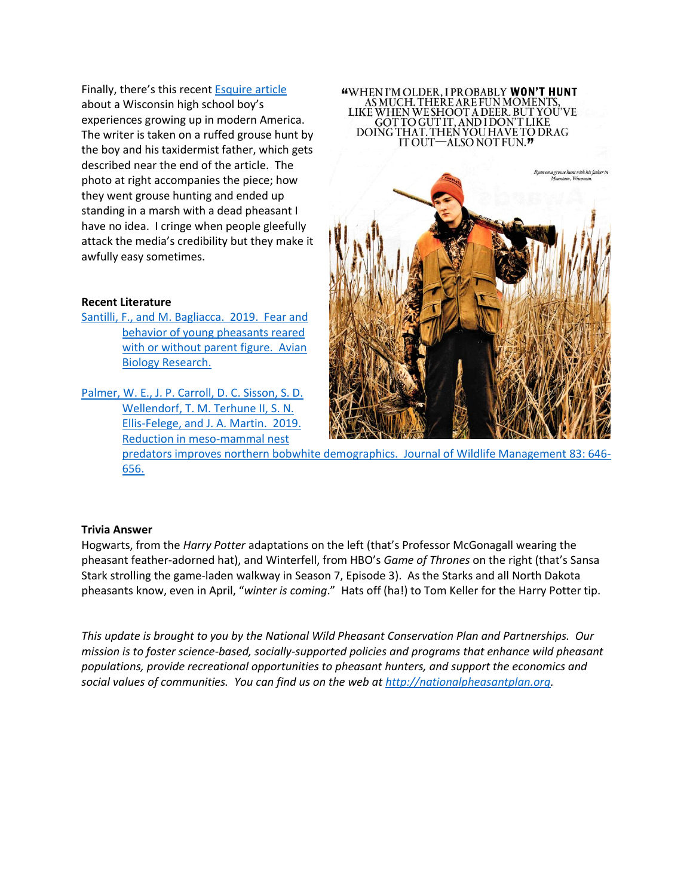Finally, there's this recent [Esquire article](#) about a Wisconsin high school boy's experiences growing up in modern America. The writer is taken on a ruffed grouse hunt by the boy and his taxidermist father, which gets described near the end of the article. The photo at right accompanies the piece; how they went grouse hunting and ended up standing in a marsh with a dead pheasant I have no idea. I cringe when people gleefully attack the media's credibility but they make it awfully easy sometimes.

"WHEN I'M OLDER, I PROBABLY **WON'T HUNT** AS MUCH. THERE ARE FUN MOMENTS, LIKE WHEN WE SHOOT A DEER. BUT YOU'VE GOT TO GUT IT, AND I DON'T LIKE DOING THAT. THEN YOU HAVE TO DRAG IT OUT—ALSO NOT FUN."

*Ryan on a grouse hunt with his father in Mountain, Wisconsin.*

**Recent Literature**

[Santilli, F., and M. Bagliacca. 2019. Fear and behavior of young pheasants reared with or without parent figure. Avian Biology Research.](#)

[Palmer, W. E., J. P. Carroll, D. C. Sisson, S. D. Wellendorf, T. M. Terhune II, S. N. Ellis-Felege, and J. A. Martin. 2019. Reduction in meso-mammal nest predators improves northern bobwhite demographics. Journal of Wildlife Management 83: 646-656.](#)

**Trivia Answer**

Hogwarts, from the *Harry Potter* adaptations on the left (that's Professor McGonagall wearing the pheasant feather-adorned hat), and Winterfell, from HBO's *Game of Thrones* on the right (that's Sansa Stark strolling the game-laden walkway in Season 7, Episode 3). As the Starks and all North Dakota pheasants know, even in April, "*winter is coming*." Hats off (ha!) to Tom Keller for the Harry Potter tip.

*This update is brought to you by the National Wild Pheasant Conservation Plan and Partnerships. Our mission is to foster science-based, socially-supported policies and programs that enhance wild pheasant populations, provide recreational opportunities to pheasant hunters, and support the economics and social values of communities. You can find us on the web at [http://nationalpheasantplan.org](http://nationalpheasantplan.org).*